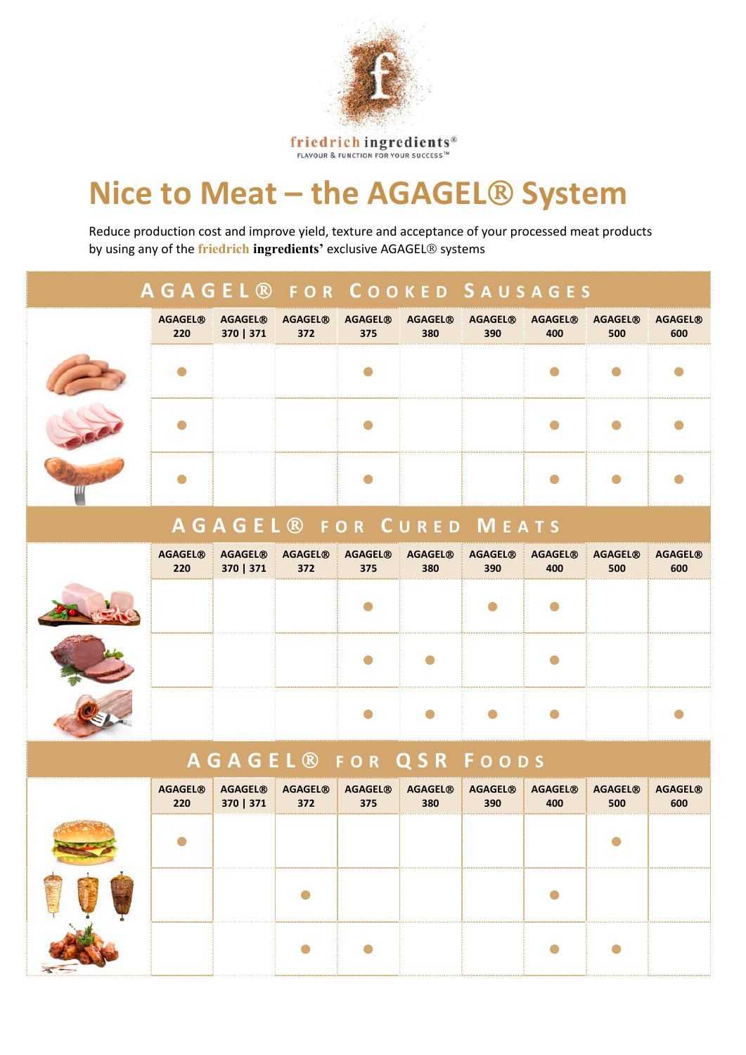friedrich ingredients®
FLAVOUR & FUNCTION FOR YOUR SUCCESS™

# Nice to Meat – the AGAGEL® System

Reduce production cost and improve yield, texture and acceptance of your processed meat products by using any of the **friedrich ingredients'** exclusive AGAGEL® systems

## AGAGEL® for Cooked Sausages

| | AGAGEL® 220 | AGAGEL® 370 \| 371 | AGAGEL® 372 | AGAGEL® 375 | AGAGEL® 380 | AGAGEL® 390 | AGAGEL® 400 | AGAGEL® 500 | AGAGEL® 600 |
|---|---|---|---|---|---|---|---|---|---|
| | ● | | | ● | | | ● | ● | ● |
| | ● | | | ● | | | ● | ● | ● |
| | ● | | | ● | | | ● | ● | ● |

## AGAGEL® for Cured Meats

| | AGAGEL® 220 | AGAGEL® 370 \| 371 | AGAGEL® 372 | AGAGEL® 375 | AGAGEL® 380 | AGAGEL® 390 | AGAGEL® 400 | AGAGEL® 500 | AGAGEL® 600 |
|---|---|---|---|---|---|---|---|---|---|
| | | | | ● | | ● | ● | | |
| | | | | ● | ● | | ● | | |
| | | | | ● | ● | ● | ● | | ● |

## AGAGEL® for QSR Foods

| | AGAGEL® 220 | AGAGEL® 370 \| 371 | AGAGEL® 372 | AGAGEL® 375 | AGAGEL® 380 | AGAGEL® 390 | AGAGEL® 400 | AGAGEL® 500 | AGAGEL® 600 |
|---|---|---|---|---|---|---|---|---|---|
| | ● | | | | | | | ● | |
| | | | ● | | | | ● | | |
| | | | ● | ● | | | ● | ● | |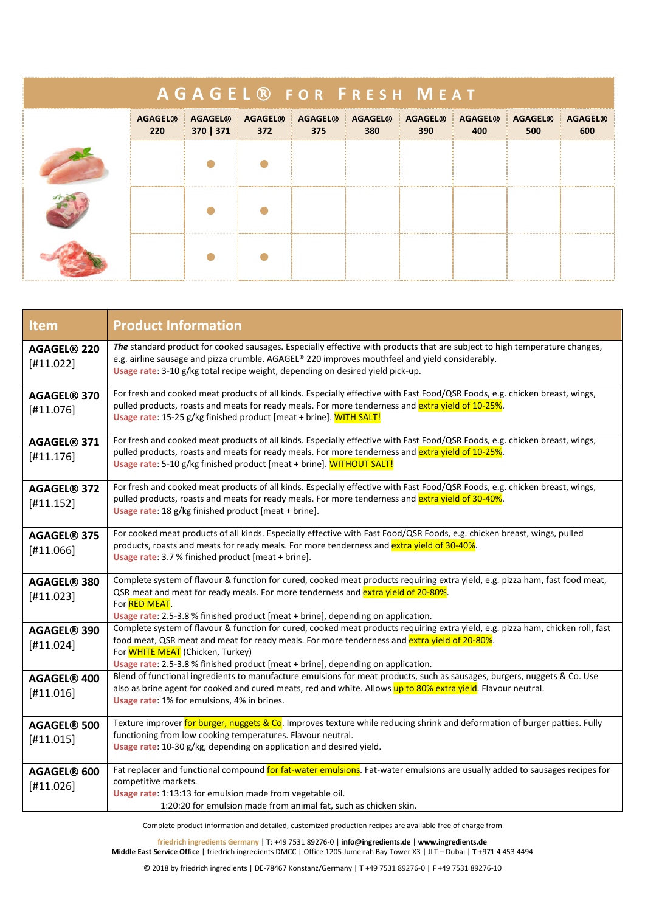# AGAGEL® FOR FRESH MEAT

| | AGAGEL® 220 | AGAGEL® 370 \| 371 | AGAGEL® 372 | AGAGEL® 375 | AGAGEL® 380 | AGAGEL® 390 | AGAGEL® 400 | AGAGEL® 500 | AGAGEL® 600 |
|---|---|---|---|---|---|---|---|---|---|
| | | ● | ● | | | | | | |
| | | ● | ● | | | | | | |
| | | ● | ● | | | | | | |

| Item | Product Information |
|---|---|
| **AGAGEL® 220** [#11.022] | ***The*** standard product for cooked sausages. Especially effective with products that are subject to high temperature changes, e.g. airline sausage and pizza crumble. AGAGEL® 220 improves mouthfeel and yield considerably.<br>Usage rate: 3-10 g/kg total recipe weight, depending on desired yield pick-up. |
| **AGAGEL® 370** [#11.076] | For fresh and cooked meat products of all kinds. Especially effective with Fast Food/QSR Foods, e.g. chicken breast, wings, pulled products, roasts and meats for ready meals. For more tenderness and extra yield of 10-25%.<br>Usage rate: 15-25 g/kg finished product [meat + brine]. WITH SALT! |
| **AGAGEL® 371** [#11.176] | For fresh and cooked meat products of all kinds. Especially effective with Fast Food/QSR Foods, e.g. chicken breast, wings, pulled products, roasts and meats for ready meals. For more tenderness and extra yield of 10-25%.<br>Usage rate: 5-10 g/kg finished product [meat + brine]. WITHOUT SALT! |
| **AGAGEL® 372** [#11.152] | For fresh and cooked meat products of all kinds. Especially effective with Fast Food/QSR Foods, e.g. chicken breast, wings, pulled products, roasts and meats for ready meals. For more tenderness and extra yield of 30-40%.<br>Usage rate: 18 g/kg finished product [meat + brine]. |
| **AGAGEL® 375** [#11.066] | For cooked meat products of all kinds. Especially effective with Fast Food/QSR Foods, e.g. chicken breast, wings, pulled products, roasts and meats for ready meals. For more tenderness and extra yield of 30-40%.<br>Usage rate: 3.7 % finished product [meat + brine]. |
| **AGAGEL® 380** [#11.023] | Complete system of flavour & function for cured, cooked meat products requiring extra yield, e.g. pizza ham, fast food meat, QSR meat and meat for ready meals. For more tenderness and extra yield of 20-80%.<br>For RED MEAT.<br>Usage rate: 2.5-3.8 % finished product [meat + brine], depending on application. |
| **AGAGEL® 390** [#11.024] | Complete system of flavour & function for cured, cooked meat products requiring extra yield, e.g. pizza ham, chicken roll, fast food meat, QSR meat and meat for ready meals. For more tenderness and extra yield of 20-80%.<br>For WHITE MEAT (Chicken, Turkey)<br>Usage rate: 2.5-3.8 % finished product [meat + brine], depending on application. |
| **AGAGEL® 400** [#11.016] | Blend of functional ingredients to manufacture emulsions for meat products, such as sausages, burgers, nuggets & Co. Use also as brine agent for cooked and cured meats, red and white. Allows up to 80% extra yield. Flavour neutral.<br>Usage rate: 1% for emulsions, 4% in brines. |
| **AGAGEL® 500** [#11.015] | Texture improver for burger, nuggets & Co. Improves texture while reducing shrink and deformation of burger patties. Fully functioning from low cooking temperatures. Flavour neutral.<br>Usage rate: 10-30 g/kg, depending on application and desired yield. |
| **AGAGEL® 600** [#11.026] | Fat replacer and functional compound for fat-water emulsions. Fat-water emulsions are usually added to sausages recipes for competitive markets.<br>Usage rate: 1:13:13 for emulsion made from vegetable oil.<br>1:20:20 for emulsion made from animal fat, such as chicken skin. |

Complete product information and detailed, customized production recipes are available free of charge from

friedrich ingredients Germany | T: +49 7531 89276-0 | **info@ingredients.de** | **www.ingredients.de**
**Middle East Service Office** | friedrich ingredients DMCC | Office 1205 Jumeirah Bay Tower X3 | JLT – Dubai | **T** +971 4 453 4494

© 2018 by friedrich ingredients | DE-78467 Konstanz/Germany | **T** +49 7531 89276-0 | **F** +49 7531 89276-10